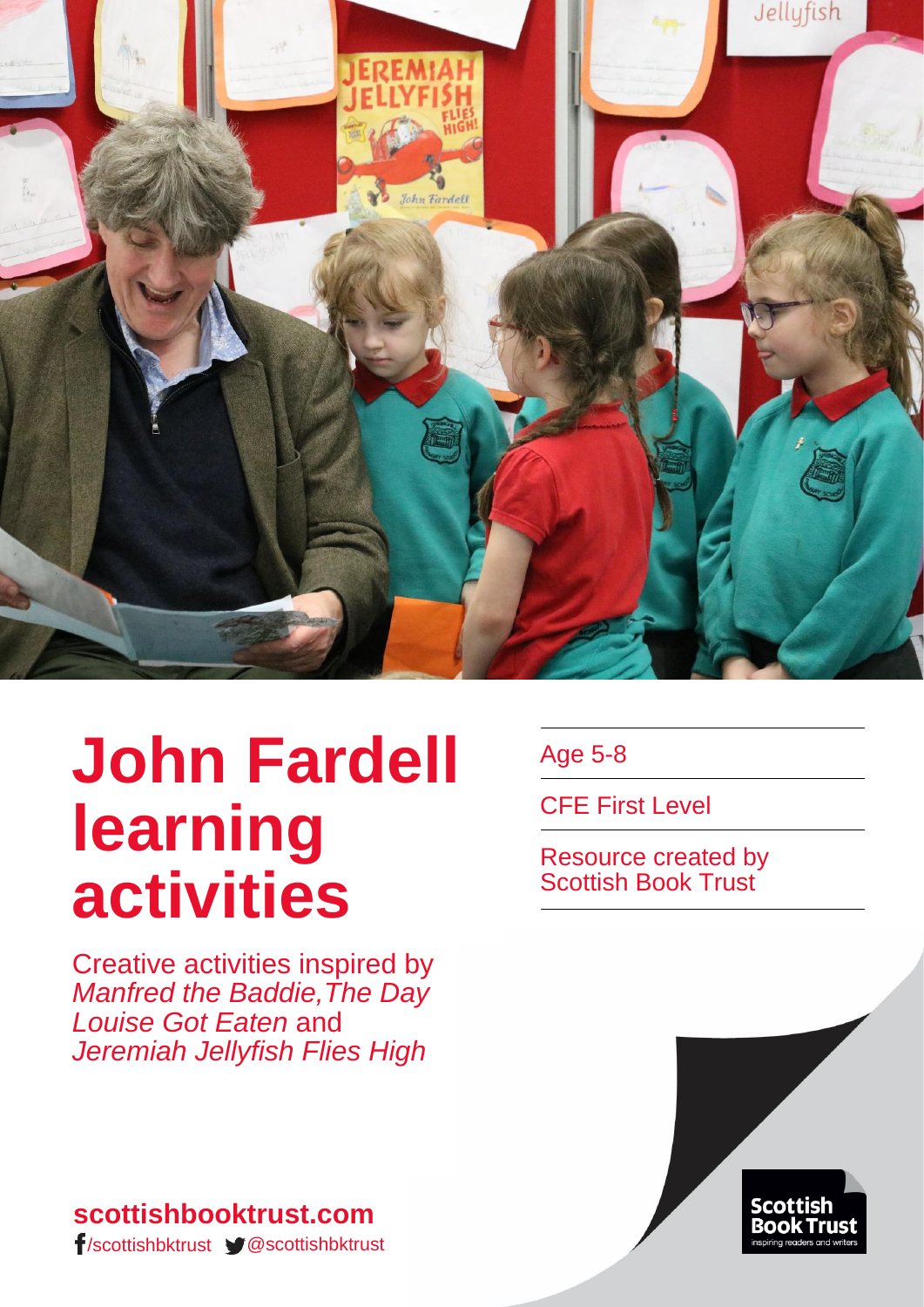# John Fardell learning activities

Creative activities inspired by *Manfred the Baddie, The Day Louise Got Eaten* and *Jeremiah Jellyfish Flies High*

Age 5-8

CFE First Level

Resource created by Scottish Book Trust

**scottishbooktrust.com**

/scottishbktrust @scottishbktrust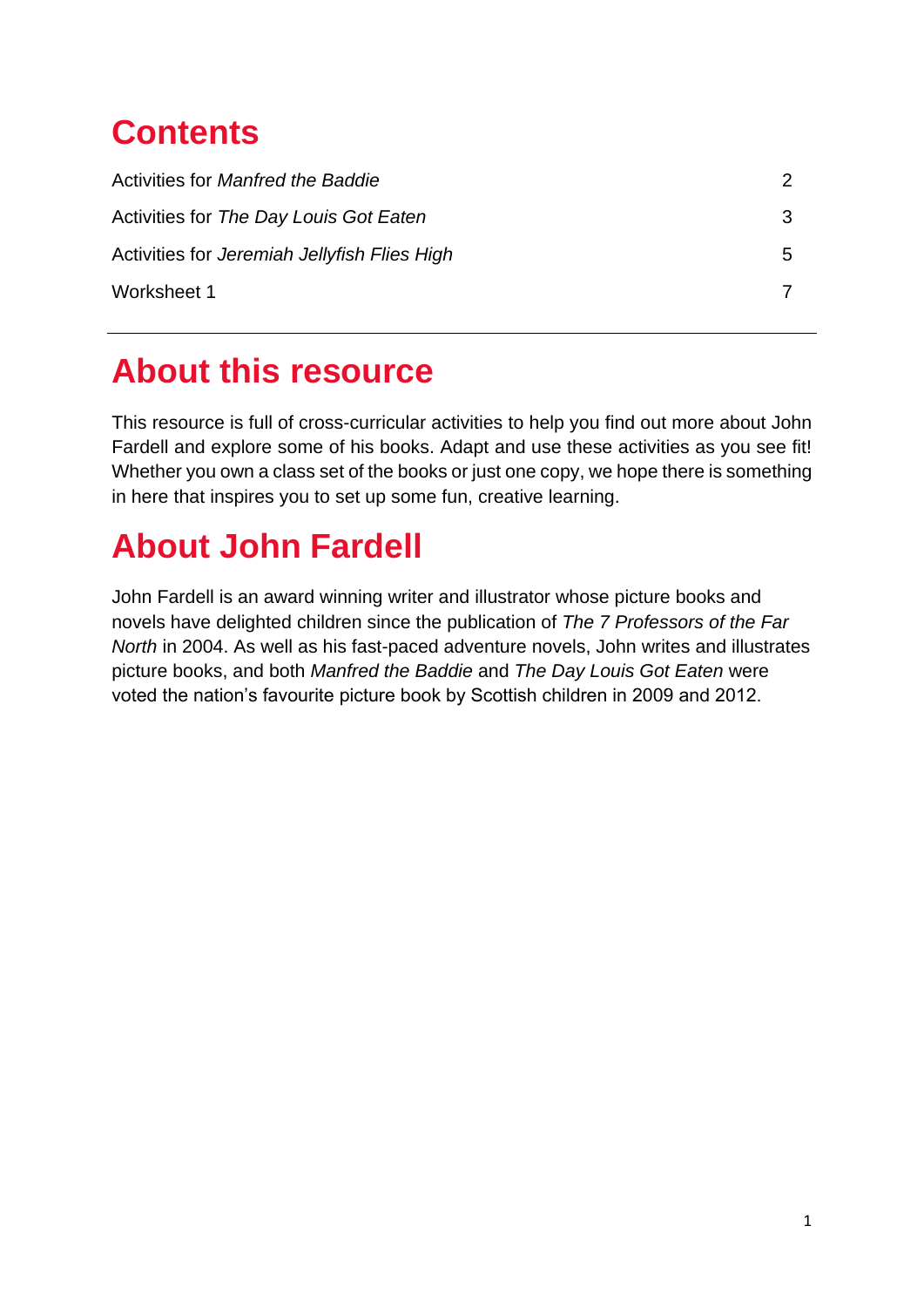# Contents

| | |
|---|---|
| Activities for *Manfred the Baddie* | 2 |
| Activities for *The Day Louis Got Eaten* | 3 |
| Activities for *Jeremiah Jellyfish Flies High* | 5 |
| Worksheet 1 | 7 |

# About this resource

This resource is full of cross-curricular activities to help you find out more about John Fardell and explore some of his books. Adapt and use these activities as you see fit! Whether you own a class set of the books or just one copy, we hope there is something in here that inspires you to set up some fun, creative learning.

# About John Fardell

John Fardell is an award winning writer and illustrator whose picture books and novels have delighted children since the publication of *The 7 Professors of the Far North* in 2004. As well as his fast-paced adventure novels, John writes and illustrates picture books, and both *Manfred the Baddie* and *The Day Louis Got Eaten* were voted the nation's favourite picture book by Scottish children in 2009 and 2012.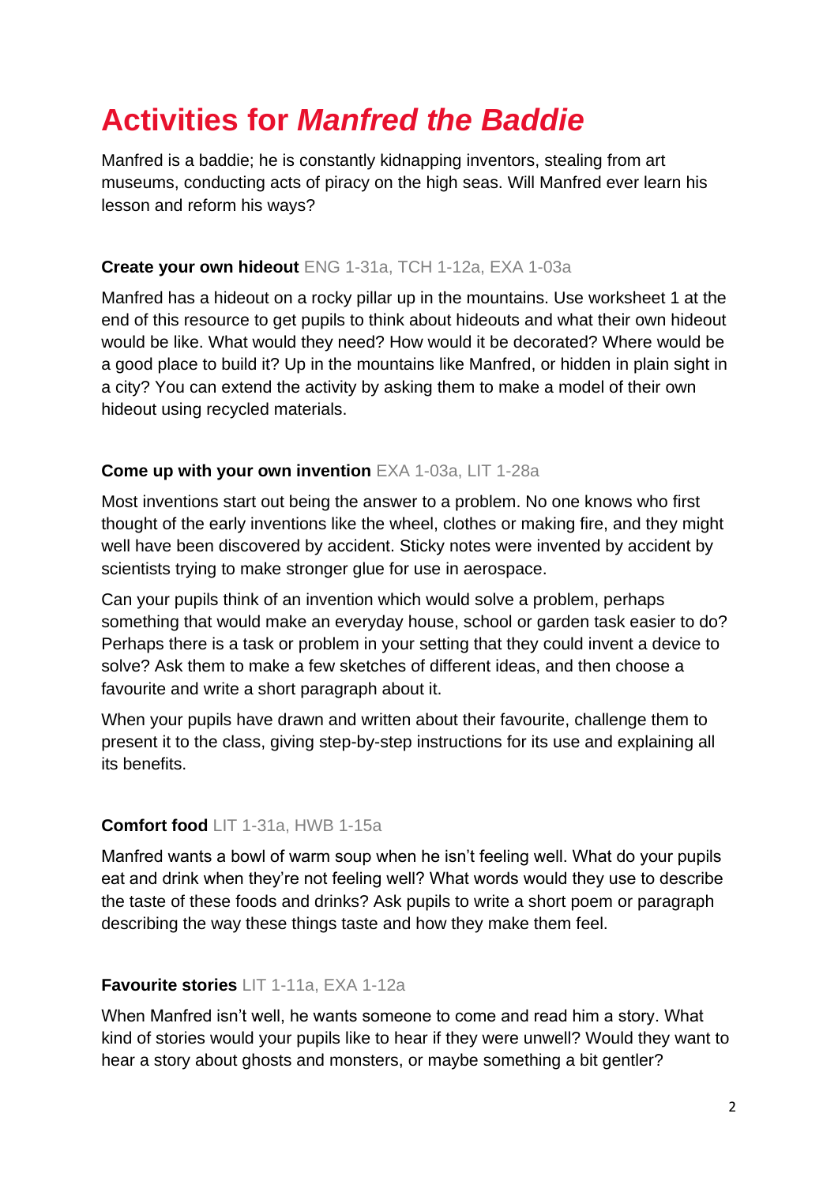# Activities for *Manfred the Baddie*

Manfred is a baddie; he is constantly kidnapping inventors, stealing from art museums, conducting acts of piracy on the high seas. Will Manfred ever learn his lesson and reform his ways?

**Create your own hideout** ENG 1-31a, TCH 1-12a, EXA 1-03a

Manfred has a hideout on a rocky pillar up in the mountains. Use worksheet 1 at the end of this resource to get pupils to think about hideouts and what their own hideout would be like. What would they need? How would it be decorated? Where would be a good place to build it? Up in the mountains like Manfred, or hidden in plain sight in a city? You can extend the activity by asking them to make a model of their own hideout using recycled materials.

**Come up with your own invention** EXA 1-03a, LIT 1-28a

Most inventions start out being the answer to a problem. No one knows who first thought of the early inventions like the wheel, clothes or making fire, and they might well have been discovered by accident. Sticky notes were invented by accident by scientists trying to make stronger glue for use in aerospace.

Can your pupils think of an invention which would solve a problem, perhaps something that would make an everyday house, school or garden task easier to do? Perhaps there is a task or problem in your setting that they could invent a device to solve? Ask them to make a few sketches of different ideas, and then choose a favourite and write a short paragraph about it.

When your pupils have drawn and written about their favourite, challenge them to present it to the class, giving step-by-step instructions for its use and explaining all its benefits.

**Comfort food** LIT 1-31a, HWB 1-15a

Manfred wants a bowl of warm soup when he isn't feeling well. What do your pupils eat and drink when they're not feeling well? What words would they use to describe the taste of these foods and drinks? Ask pupils to write a short poem or paragraph describing the way these things taste and how they make them feel.

**Favourite stories** LIT 1-11a, EXA 1-12a

When Manfred isn't well, he wants someone to come and read him a story. What kind of stories would your pupils like to hear if they were unwell? Would they want to hear a story about ghosts and monsters, or maybe something a bit gentler?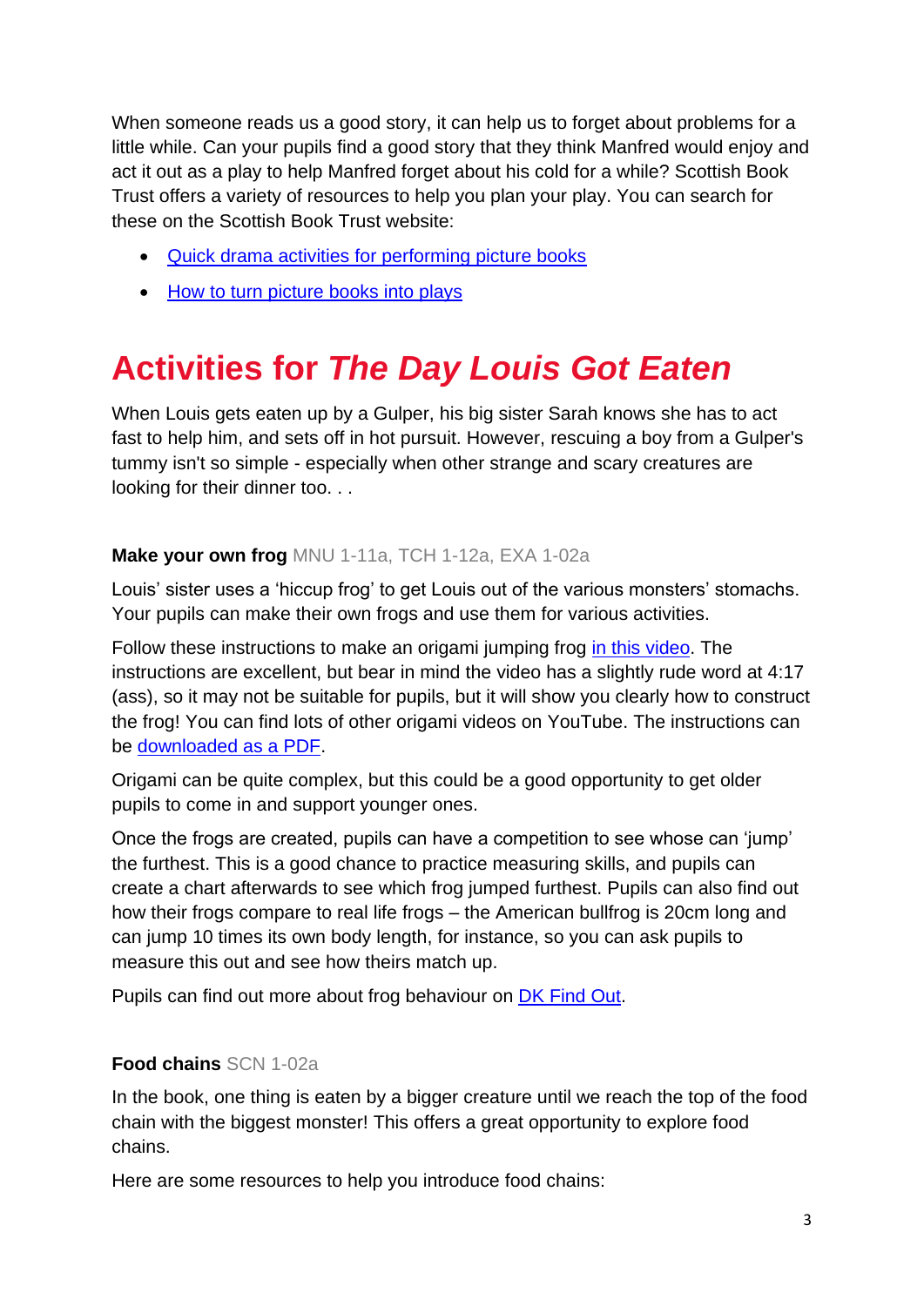When someone reads us a good story, it can help us to forget about problems for a little while. Can your pupils find a good story that they think Manfred would enjoy and act it out as a play to help Manfred forget about his cold for a while? Scottish Book Trust offers a variety of resources to help you plan your play. You can search for these on the Scottish Book Trust website:

- Quick drama activities for performing picture books
- How to turn picture books into plays

# Activities for *The Day Louis Got Eaten*

When Louis gets eaten up by a Gulper, his big sister Sarah knows she has to act fast to help him, and sets off in hot pursuit. However, rescuing a boy from a Gulper's tummy isn't so simple - especially when other strange and scary creatures are looking for their dinner too. . .

**Make your own frog** MNU 1-11a, TCH 1-12a, EXA 1-02a

Louis' sister uses a 'hiccup frog' to get Louis out of the various monsters' stomachs. Your pupils can make their own frogs and use them for various activities.

Follow these instructions to make an origami jumping frog in this video. The instructions are excellent, but bear in mind the video has a slightly rude word at 4:17 (ass), so it may not be suitable for pupils, but it will show you clearly how to construct the frog! You can find lots of other origami videos on YouTube. The instructions can be downloaded as a PDF.

Origami can be quite complex, but this could be a good opportunity to get older pupils to come in and support younger ones.

Once the frogs are created, pupils can have a competition to see whose can 'jump' the furthest. This is a good chance to practice measuring skills, and pupils can create a chart afterwards to see which frog jumped furthest. Pupils can also find out how their frogs compare to real life frogs – the American bullfrog is 20cm long and can jump 10 times its own body length, for instance, so you can ask pupils to measure this out and see how theirs match up.

Pupils can find out more about frog behaviour on DK Find Out.

**Food chains** SCN 1-02a

In the book, one thing is eaten by a bigger creature until we reach the top of the food chain with the biggest monster! This offers a great opportunity to explore food chains.

Here are some resources to help you introduce food chains: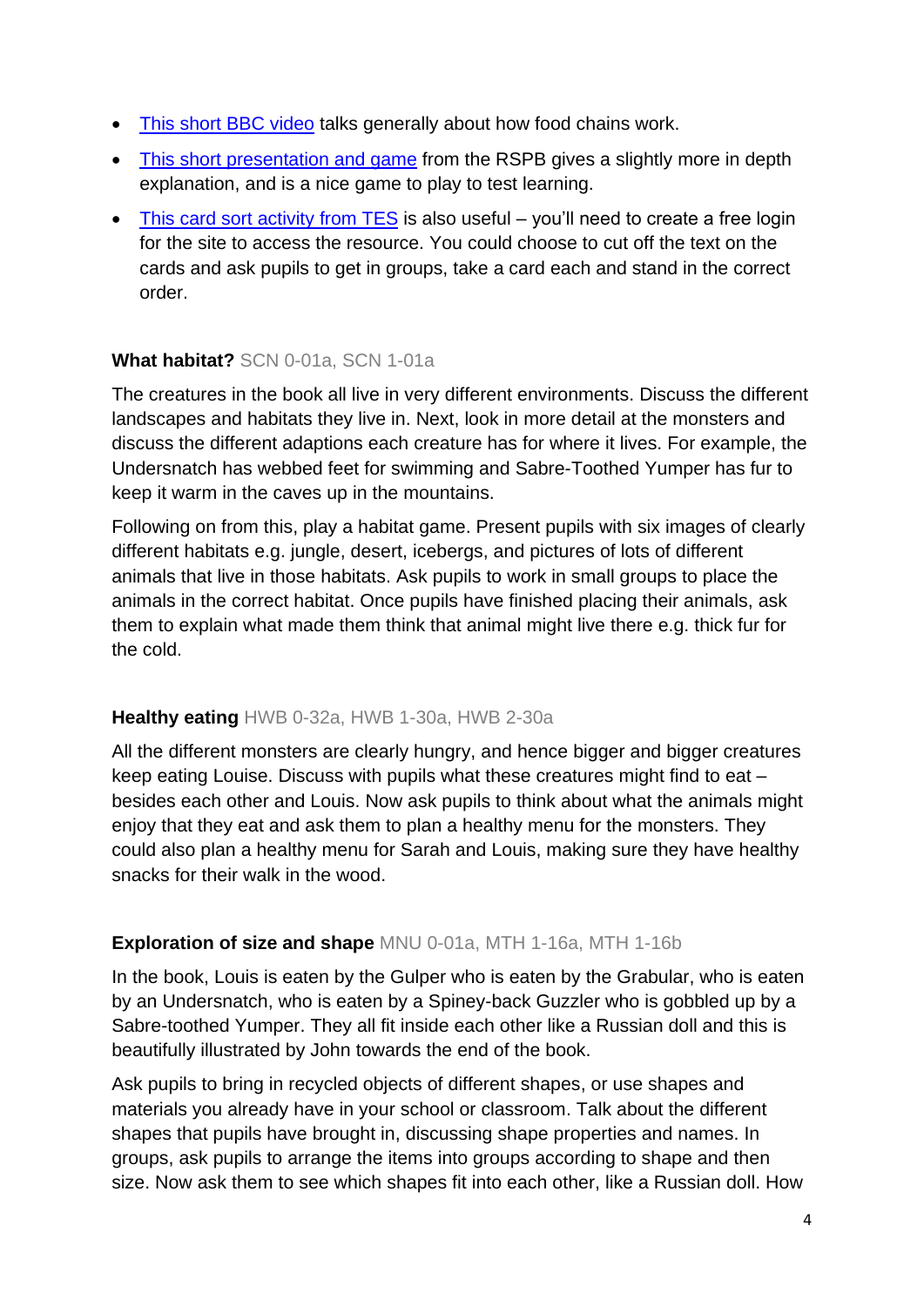- [This short BBC video] talks generally about how food chains work.
- [This short presentation and game] from the RSPB gives a slightly more in depth explanation, and is a nice game to play to test learning.
- [This card sort activity from TES] is also useful – you'll need to create a free login for the site to access the resource. You could choose to cut off the text on the cards and ask pupils to get in groups, take a card each and stand in the correct order.

**What habitat?** SCN 0-01a, SCN 1-01a

The creatures in the book all live in very different environments. Discuss the different landscapes and habitats they live in. Next, look in more detail at the monsters and discuss the different adaptions each creature has for where it lives. For example, the Undersnatch has webbed feet for swimming and Sabre-Toothed Yumper has fur to keep it warm in the caves up in the mountains.

Following on from this, play a habitat game. Present pupils with six images of clearly different habitats e.g. jungle, desert, icebergs, and pictures of lots of different animals that live in those habitats. Ask pupils to work in small groups to place the animals in the correct habitat. Once pupils have finished placing their animals, ask them to explain what made them think that animal might live there e.g. thick fur for the cold.

**Healthy eating** HWB 0-32a, HWB 1-30a, HWB 2-30a

All the different monsters are clearly hungry, and hence bigger and bigger creatures keep eating Louise. Discuss with pupils what these creatures might find to eat – besides each other and Louis. Now ask pupils to think about what the animals might enjoy that they eat and ask them to plan a healthy menu for the monsters. They could also plan a healthy menu for Sarah and Louis, making sure they have healthy snacks for their walk in the wood.

**Exploration of size and shape** MNU 0-01a, MTH 1-16a, MTH 1-16b

In the book, Louis is eaten by the Gulper who is eaten by the Grabular, who is eaten by an Undersnatch, who is eaten by a Spiney-back Guzzler who is gobbled up by a Sabre-toothed Yumper. They all fit inside each other like a Russian doll and this is beautifully illustrated by John towards the end of the book.

Ask pupils to bring in recycled objects of different shapes, or use shapes and materials you already have in your school or classroom. Talk about the different shapes that pupils have brought in, discussing shape properties and names. In groups, ask pupils to arrange the items into groups according to shape and then size. Now ask them to see which shapes fit into each other, like a Russian doll. How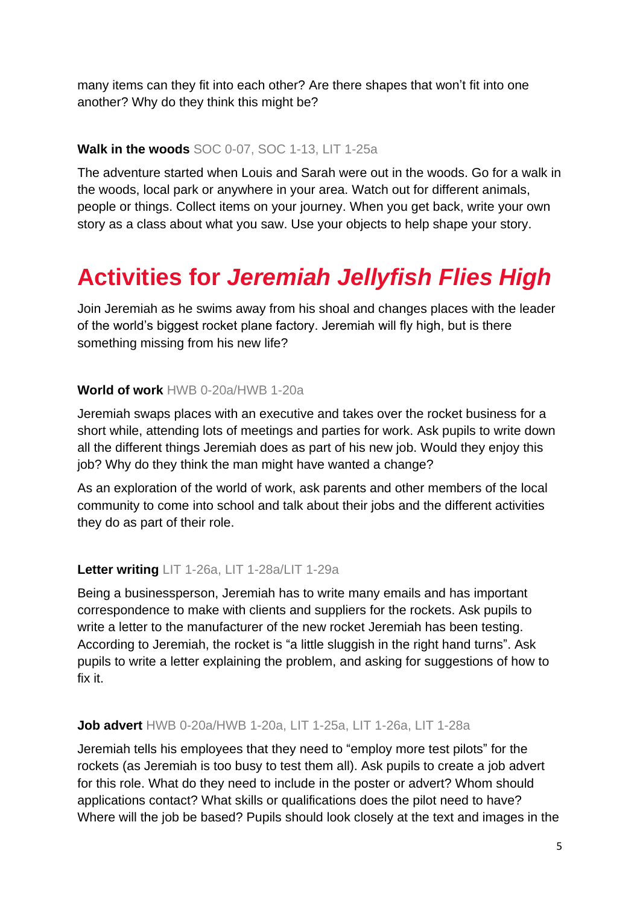many items can they fit into each other? Are there shapes that won't fit into one another? Why do they think this might be?

**Walk in the woods** SOC 0-07, SOC 1-13, LIT 1-25a

The adventure started when Louis and Sarah were out in the woods. Go for a walk in the woods, local park or anywhere in your area. Watch out for different animals, people or things. Collect items on your journey. When you get back, write your own story as a class about what you saw. Use your objects to help shape your story.

# Activities for *Jeremiah Jellyfish Flies High*

Join Jeremiah as he swims away from his shoal and changes places with the leader of the world's biggest rocket plane factory. Jeremiah will fly high, but is there something missing from his new life?

**World of work** HWB 0-20a/HWB 1-20a

Jeremiah swaps places with an executive and takes over the rocket business for a short while, attending lots of meetings and parties for work. Ask pupils to write down all the different things Jeremiah does as part of his new job. Would they enjoy this job? Why do they think the man might have wanted a change?

As an exploration of the world of work, ask parents and other members of the local community to come into school and talk about their jobs and the different activities they do as part of their role.

**Letter writing** LIT 1-26a, LIT 1-28a/LIT 1-29a

Being a businessperson, Jeremiah has to write many emails and has important correspondence to make with clients and suppliers for the rockets. Ask pupils to write a letter to the manufacturer of the new rocket Jeremiah has been testing. According to Jeremiah, the rocket is "a little sluggish in the right hand turns". Ask pupils to write a letter explaining the problem, and asking for suggestions of how to fix it.

**Job advert** HWB 0-20a/HWB 1-20a, LIT 1-25a, LIT 1-26a, LIT 1-28a

Jeremiah tells his employees that they need to "employ more test pilots" for the rockets (as Jeremiah is too busy to test them all). Ask pupils to create a job advert for this role. What do they need to include in the poster or advert? Whom should applications contact? What skills or qualifications does the pilot need to have? Where will the job be based? Pupils should look closely at the text and images in the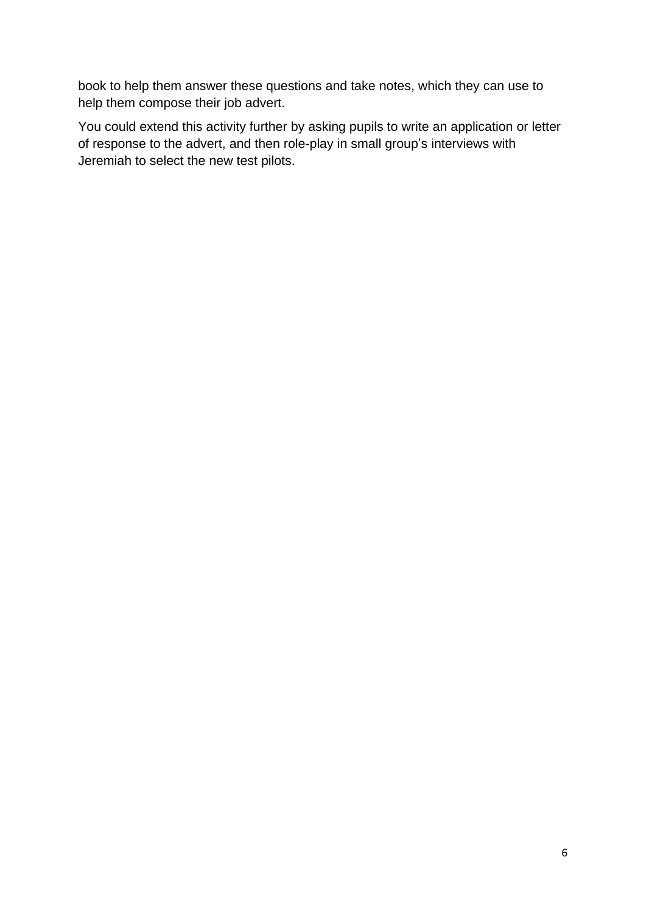book to help them answer these questions and take notes, which they can use to help them compose their job advert.

You could extend this activity further by asking pupils to write an application or letter of response to the advert, and then role-play in small group's interviews with Jeremiah to select the new test pilots.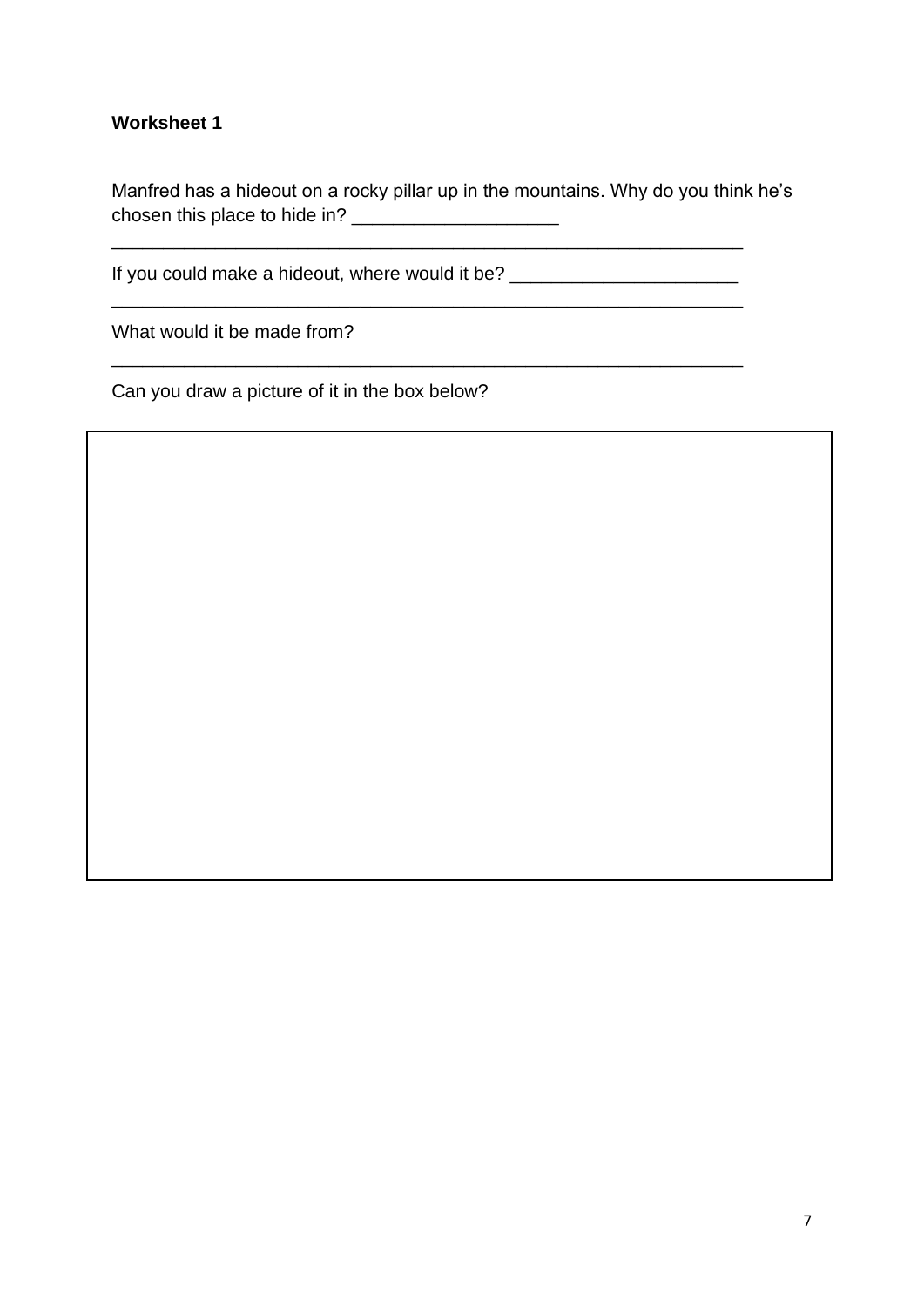**Worksheet 1**

Manfred has a hideout on a rocky pillar up in the mountains. Why do you think he's chosen this place to hide in? ____________________

_________________________________________________________________

If you could make a hideout, where would it be? ______________________

_________________________________________________________________

What would it be made from?

_________________________________________________________________

Can you draw a picture of it in the box below?